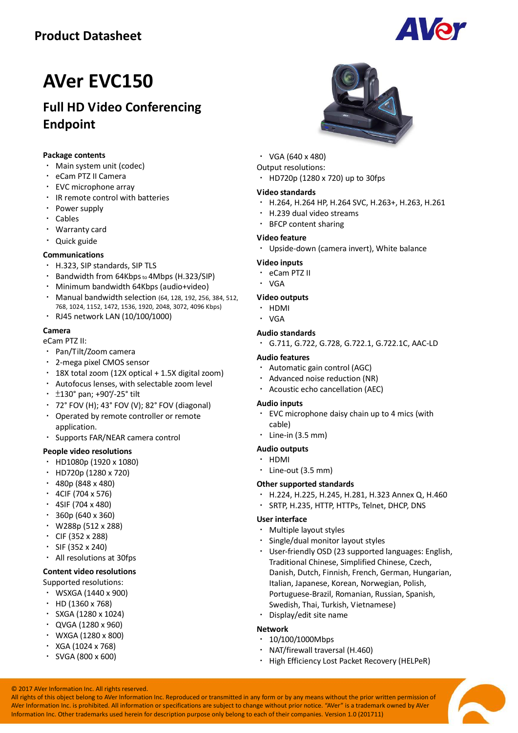Product Datasheet

# AVer EVC150

## Full HD Video Conferencing Endpoint

### Package contents

- Main system unit (codec)
- eCam PTZ II Camera
- EVC microphone array
- IR remote control with batteries
- Power supply
- Cables
- Warranty card
- Quick guide

### Communications

- H.323, SIP standards, SIP TLS
- Bandwidth from 64Kbps to 4Mbps (H.323/SIP)
- Minimum bandwidth 64Kbps (audio+video)
- Manual bandwidth selection (64, 128, 192, 256, 384, 512, 768, 1024, 1152, 1472, 1536, 1920, 2048, 3072, 4096 Kbps)
- RJ45 network LAN (10/100/1000)

### Camera

eCam PTZ II:

- Pan/Tilt/Zoom camera
- 2-mega pixel CMOS sensor
- 18X total zoom (12X optical + 1.5X digital zoom)
- Autofocus lenses, with selectable zoom level
- ±130° pan; +90°/-25° tilt
- 72° FOV (H); 43° FOV (V); 82° FOV (diagonal)
- Operated by remote controller or remote application.
- Supports FAR/NEAR camera control

### People video resolutions

- HD1080p (1920 x 1080)
- HD720p (1280 x 720)
- 480p (848 x 480)
- 4CIF (704 x 576)
- 4SIF (704 x 480)
- 360p (640 x 360)
- W288p (512 x 288)
- CIF (352 x 288)
- SIF (352 x 240)
- All resolutions at 30fps

### Content video resolutions

Supported resolutions:

- WSXGA (1440 x 900)
- HD (1360 x 768)
- SXGA (1280 x 1024)
- QVGA (1280 x 960)
- WXGA (1280 x 800)
- XGA (1024 x 768)
- SVGA (800 x 600)
- VGA (640 x 480)

Output resolutions:

- HD720p (1280 x 720) up to 30fps

### Video standards

- H.264, H.264 HP, H.264 SVC, H.263+, H.263, H.261
- H.239 dual video streams
- BFCP content sharing

### Video feature

- Upside-down (camera invert), White balance

### Video inputs

- eCam PTZ II
- VGA

### Video outputs

- HDMI
- VGA

### Audio standards

- G.711, G.722, G.728, G.722.1, G.722.1C, AAC-LD

### Audio features

- Automatic gain control (AGC)
- Advanced noise reduction (NR)
- Acoustic echo cancellation (AEC)

### Audio inputs

- EVC microphone daisy chain up to 4 mics (with cable)
- Line-in (3.5 mm)

### Audio outputs

- HDMI
- Line-out (3.5 mm)

### Other supported standards

- H.224, H.225, H.245, H.281, H.323 Annex Q, H.460
- SRTP, H.235, HTTP, HTTPs, Telnet, DHCP, DNS

### User interface

- Multiple layout styles
- Single/dual monitor layout styles
- User-friendly OSD (23 supported languages: English, Traditional Chinese, Simplified Chinese, Czech, Danish, Dutch, Finnish, French, German, Hungarian, Italian, Japanese, Korean, Norwegian, Polish, Portuguese-Brazil, Romanian, Russian, Spanish, Swedish, Thai, Turkish, Vietnamese)
- Display/edit site name

### Network

- 10/100/1000Mbps
- NAT/firewall traversal (H.460)
- High Efficiency Lost Packet Recovery (HELPeR)

© 2017 AVer Information Inc. All rights reserved.
All rights of this object belong to AVer Information Inc. Reproduced or transmitted in any form or by any means without the prior written permission of AVer Information Inc. is prohibited. All information or specifications are subject to change without prior notice. "AVer" is a trademark owned by AVer Information Inc. Other trademarks used herein for description purpose only belong to each of their companies. Version 1.0 (201711)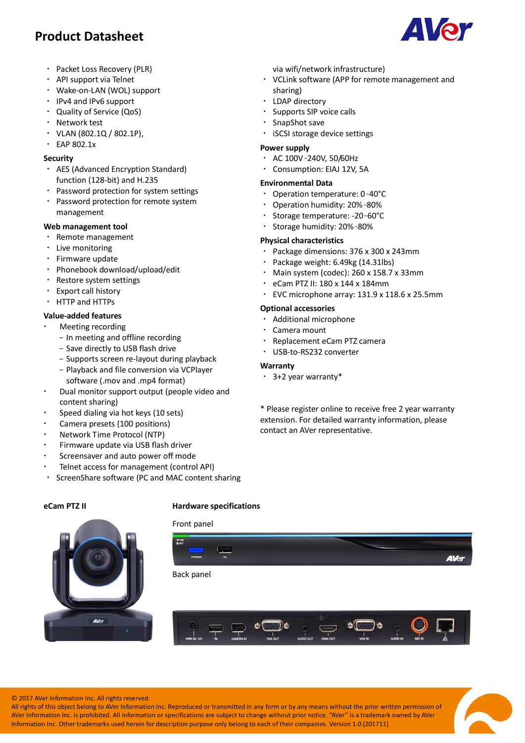- Packet Loss Recovery (PLR)
- API support via Telnet
- Wake-on-LAN (WOL) support
- IPv4 and IPv6 support
- Quality of Service (QoS)
- Network test
- VLAN (802.1Q / 802.1P),
- EAP 802.1x

**Security**

- AES (Advanced Encryption Standard) function (128-bit) and H.235
- Password protection for system settings
- Password protection for remote system management

**Web management tool**

- Remote management
- Live monitoring
- Firmware update
- Phonebook download/upload/edit
- Restore system settings
- Export call history
- HTTP and HTTPs

**Value-added features**

- Meeting recording
  - In meeting and offline recording
  - Save directly to USB flash drive
  - Supports screen re-layout during playback
  - Playback and file conversion via VCPlayer software (.mov and .mp4 format)
- Dual monitor support output (people video and content sharing)
- Speed dialing via hot keys (10 sets)
- Camera presets (100 positions)
- Network Time Protocol (NTP)
- Firmware update via USB flash driver
- Screensaver and auto power off mode
- Telnet access for management (control API)
- ScreenShare software (PC and MAC content sharing via wifi/network infrastructure)
- VCLink software (APP for remote management and sharing)
- LDAP directory
- Supports SIP voice calls
- SnapShot save
- iSCSI storage device settings

**Power supply**

- AC 100V~240V, 50/60Hz
- Consumption: EIAJ 12V, 5A

**Environmental Data**

- Operation temperature: 0~40°C
- Operation humidity: 20%~80%
- Storage temperature: -20~60°C
- Storage humidity: 20%~80%

**Physical characteristics**

- Package dimensions: 376 x 300 x 243mm
- Package weight: 6.49kg (14.31lbs)
- Main system (codec): 260 x 158.7 x 33mm
- eCam PTZ II: 180 x 144 x 184mm
- EVC microphone array: 131.9 x 118.6 x 25.5mm

**Optional accessories**

- Additional microphone
- Camera mount
- Replacement eCam PTZ camera
- USB-to-RS232 converter

**Warranty**

- 3+2 year warranty*

* Please register online to receive free 2 year warranty extension. For detailed warranty information, please contact an AVer representative.

**eCam PTZ II**

**Hardware specifications**

Front panel

Back panel

© 2017 AVer Information Inc. All rights reserved.
All rights of this object belong to AVer Information Inc. Reproduced or transmitted in any form or by any means without the prior written permission of AVer Information Inc. is prohibited. All information or specifications are subject to change without prior notice. "AVer" is a trademark owned by AVer Information Inc. Other trademarks used herein for description purpose only belong to each of their companies. Version 1.0 (201711)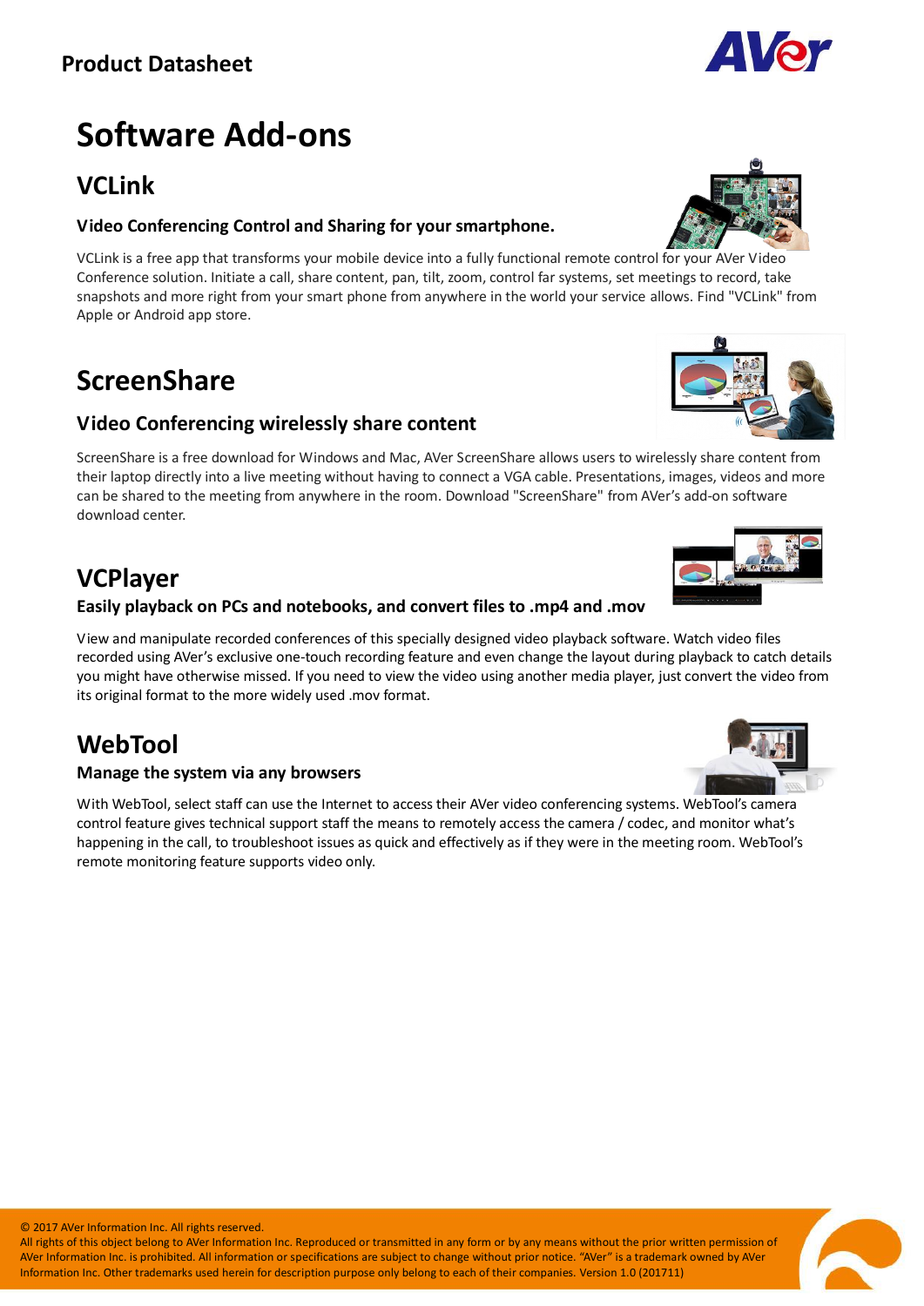# Software Add-ons

## VCLink

### Video Conferencing Control and Sharing for your smartphone.

VCLink is a free app that transforms your mobile device into a fully functional remote control for your AVer Video Conference solution. Initiate a call, share content, pan, tilt, zoom, control far systems, set meetings to record, take snapshots and more right from your smart phone from anywhere in the world your service allows. Find "VCLink" from Apple or Android app store.

## ScreenShare

### Video Conferencing wirelessly share content

ScreenShare is a free download for Windows and Mac, AVer ScreenShare allows users to wirelessly share content from their laptop directly into a live meeting without having to connect a VGA cable. Presentations, images, videos and more can be shared to the meeting from anywhere in the room. Download "ScreenShare" from AVer's add-on software download center.

## VCPlayer

### Easily playback on PCs and notebooks, and convert files to .mp4 and .mov

View and manipulate recorded conferences of this specially designed video playback software. Watch video files recorded using AVer's exclusive one-touch recording feature and even change the layout during playback to catch details you might have otherwise missed. If you need to view the video using another media player, just convert the video from its original format to the more widely used .mov format.

## WebTool

### Manage the system via any browsers

With WebTool, select staff can use the Internet to access their AVer video conferencing systems. WebTool's camera control feature gives technical support staff the means to remotely access the camera / codec, and monitor what's happening in the call, to troubleshoot issues as quick and effectively as if they were in the meeting room. WebTool's remote monitoring feature supports video only.

© 2017 AVer Information Inc. All rights reserved.
All rights of this object belong to AVer Information Inc. Reproduced or transmitted in any form or by any means without the prior written permission of AVer Information Inc. is prohibited. All information or specifications are subject to change without prior notice. "AVer" is a trademark owned by AVer Information Inc. Other trademarks used herein for description purpose only belong to each of their companies. Version 1.0 (201711)